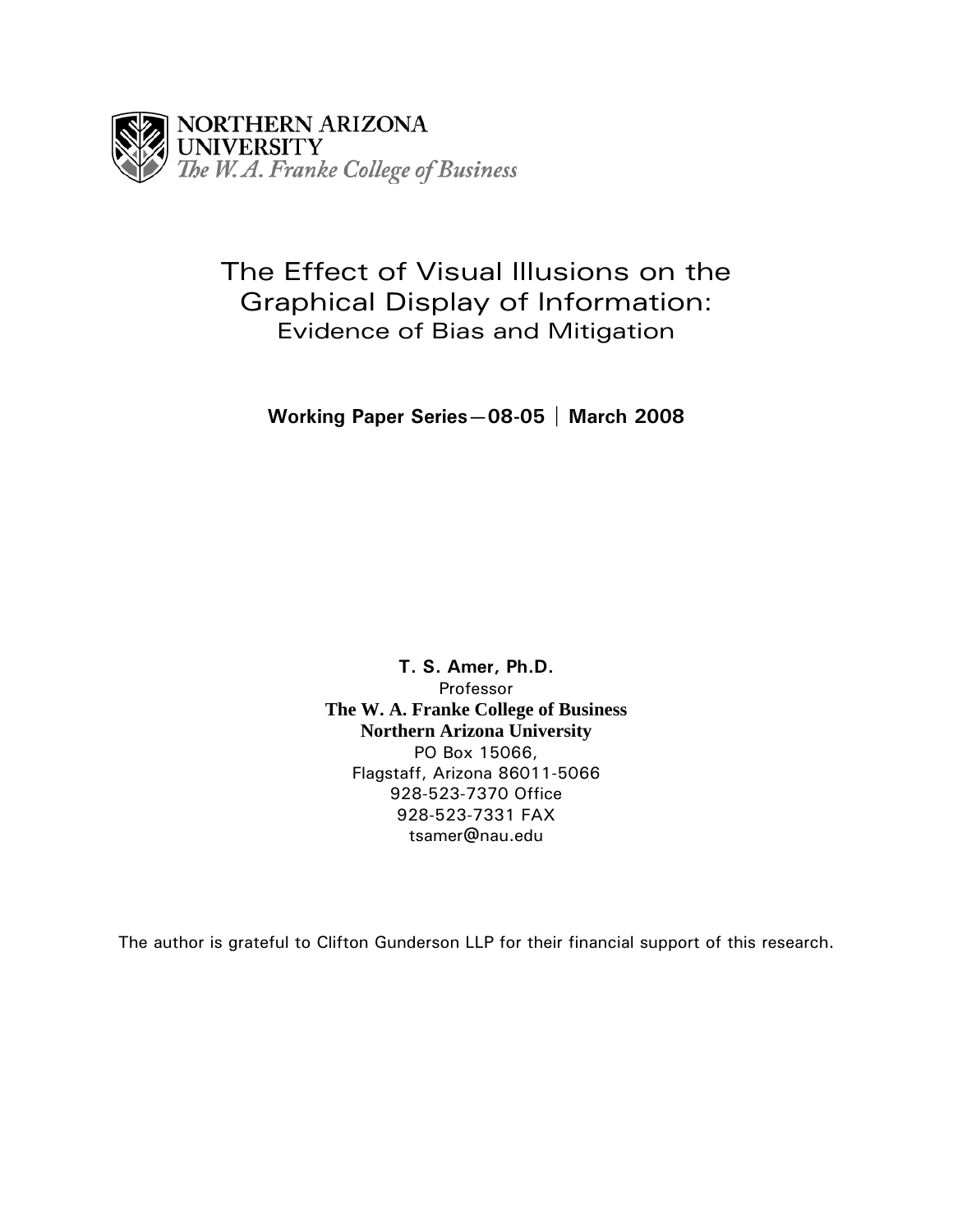NORTHERN ARIZONA UNIVERSITY
*The W. A. Franke College of Business*

# The Effect of Visual Illusions on the Graphical Display of Information:

## Evidence of Bias and Mitigation

**Working Paper Series—08-05 | March 2008**

**T. S. Amer, Ph.D.**
Professor
**The W. A. Franke College of Business**
**Northern Arizona University**
PO Box 15066,
Flagstaff, Arizona 86011-5066
928-523-7370 Office
928-523-7331 FAX
tsamer@nau.edu

The author is grateful to Clifton Gunderson LLP for their financial support of this research.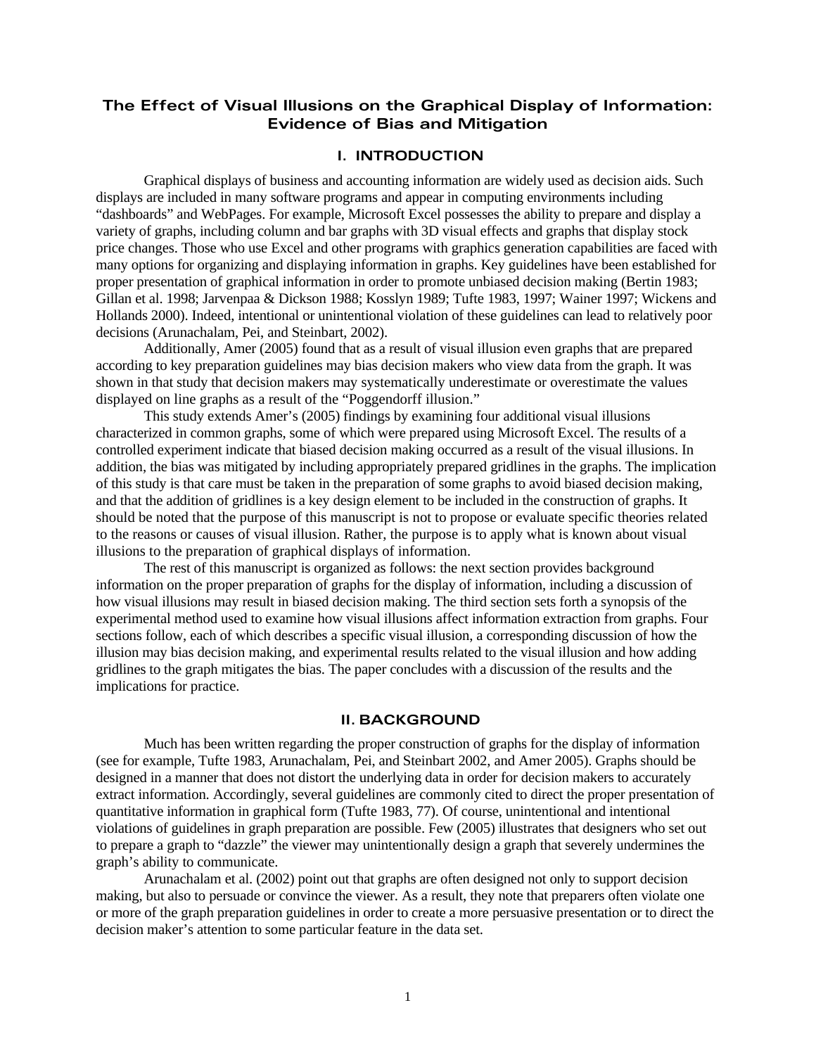# The Effect of Visual Illusions on the Graphical Display of Information: Evidence of Bias and Mitigation

## I. INTRODUCTION

Graphical displays of business and accounting information are widely used as decision aids. Such displays are included in many software programs and appear in computing environments including "dashboards" and WebPages. For example, Microsoft Excel possesses the ability to prepare and display a variety of graphs, including column and bar graphs with 3D visual effects and graphs that display stock price changes. Those who use Excel and other programs with graphics generation capabilities are faced with many options for organizing and displaying information in graphs. Key guidelines have been established for proper presentation of graphical information in order to promote unbiased decision making (Bertin 1983; Gillan et al. 1998; Jarvenpaa & Dickson 1988; Kosslyn 1989; Tufte 1983, 1997; Wainer 1997; Wickens and Hollands 2000). Indeed, intentional or unintentional violation of these guidelines can lead to relatively poor decisions (Arunachalam, Pei, and Steinbart, 2002).

Additionally, Amer (2005) found that as a result of visual illusion even graphs that are prepared according to key preparation guidelines may bias decision makers who view data from the graph. It was shown in that study that decision makers may systematically underestimate or overestimate the values displayed on line graphs as a result of the "Poggendorff illusion."

This study extends Amer's (2005) findings by examining four additional visual illusions characterized in common graphs, some of which were prepared using Microsoft Excel. The results of a controlled experiment indicate that biased decision making occurred as a result of the visual illusions. In addition, the bias was mitigated by including appropriately prepared gridlines in the graphs. The implication of this study is that care must be taken in the preparation of some graphs to avoid biased decision making, and that the addition of gridlines is a key design element to be included in the construction of graphs. It should be noted that the purpose of this manuscript is not to propose or evaluate specific theories related to the reasons or causes of visual illusion. Rather, the purpose is to apply what is known about visual illusions to the preparation of graphical displays of information.

The rest of this manuscript is organized as follows: the next section provides background information on the proper preparation of graphs for the display of information, including a discussion of how visual illusions may result in biased decision making. The third section sets forth a synopsis of the experimental method used to examine how visual illusions affect information extraction from graphs. Four sections follow, each of which describes a specific visual illusion, a corresponding discussion of how the illusion may bias decision making, and experimental results related to the visual illusion and how adding gridlines to the graph mitigates the bias. The paper concludes with a discussion of the results and the implications for practice.

## II. BACKGROUND

Much has been written regarding the proper construction of graphs for the display of information (see for example, Tufte 1983, Arunachalam, Pei, and Steinbart 2002, and Amer 2005). Graphs should be designed in a manner that does not distort the underlying data in order for decision makers to accurately extract information. Accordingly, several guidelines are commonly cited to direct the proper presentation of quantitative information in graphical form (Tufte 1983, 77). Of course, unintentional and intentional violations of guidelines in graph preparation are possible. Few (2005) illustrates that designers who set out to prepare a graph to "dazzle" the viewer may unintentionally design a graph that severely undermines the graph's ability to communicate.

Arunachalam et al. (2002) point out that graphs are often designed not only to support decision making, but also to persuade or convince the viewer. As a result, they note that preparers often violate one or more of the graph preparation guidelines in order to create a more persuasive presentation or to direct the decision maker's attention to some particular feature in the data set.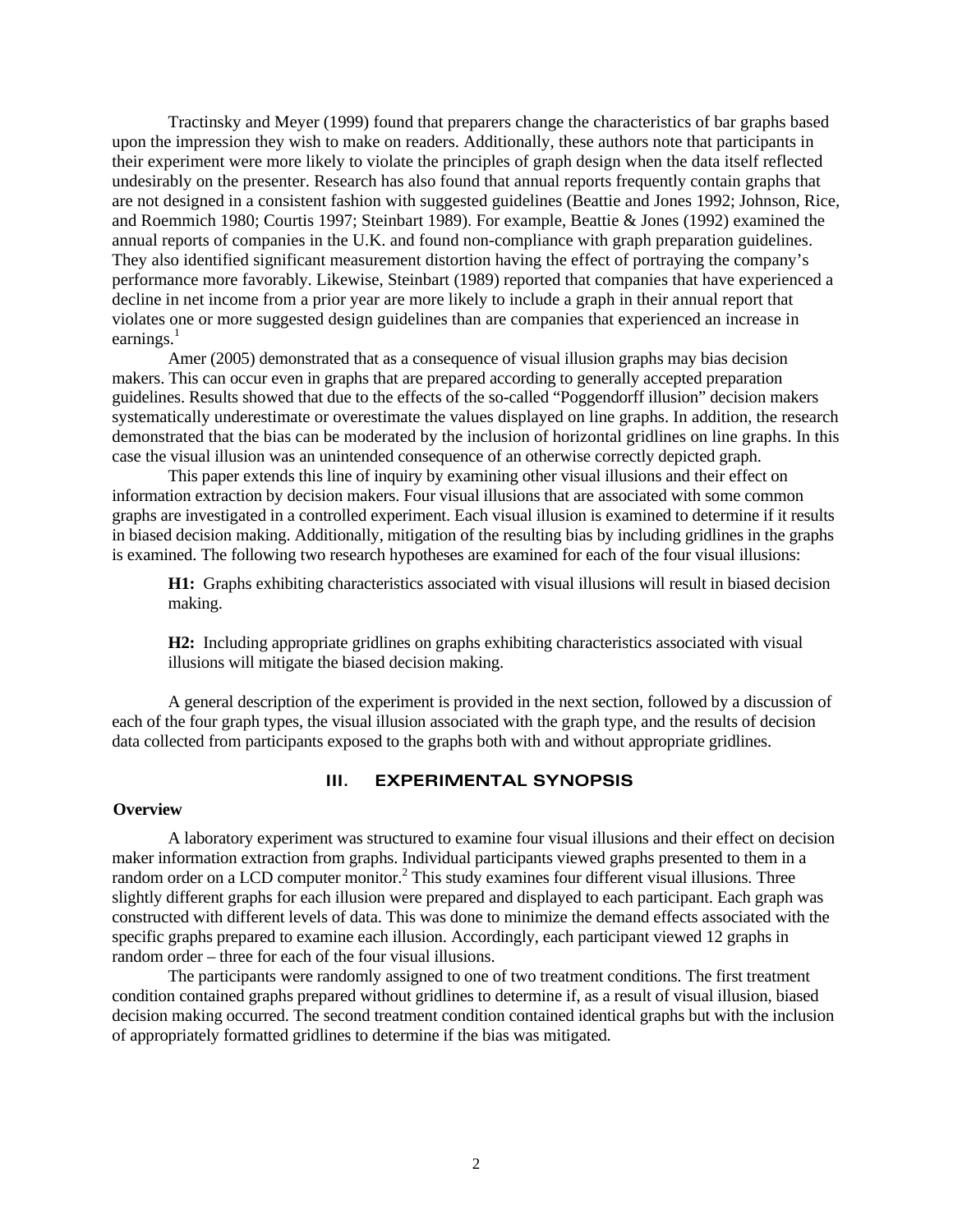Tractinsky and Meyer (1999) found that preparers change the characteristics of bar graphs based upon the impression they wish to make on readers. Additionally, these authors note that participants in their experiment were more likely to violate the principles of graph design when the data itself reflected undesirably on the presenter. Research has also found that annual reports frequently contain graphs that are not designed in a consistent fashion with suggested guidelines (Beattie and Jones 1992; Johnson, Rice, and Roemmich 1980; Courtis 1997; Steinbart 1989). For example, Beattie & Jones (1992) examined the annual reports of companies in the U.K. and found non-compliance with graph preparation guidelines. They also identified significant measurement distortion having the effect of portraying the company's performance more favorably. Likewise, Steinbart (1989) reported that companies that have experienced a decline in net income from a prior year are more likely to include a graph in their annual report that violates one or more suggested design guidelines than are companies that experienced an increase in earnings.[1]

Amer (2005) demonstrated that as a consequence of visual illusion graphs may bias decision makers. This can occur even in graphs that are prepared according to generally accepted preparation guidelines. Results showed that due to the effects of the so-called "Poggendorff illusion" decision makers systematically underestimate or overestimate the values displayed on line graphs. In addition, the research demonstrated that the bias can be moderated by the inclusion of horizontal gridlines on line graphs. In this case the visual illusion was an unintended consequence of an otherwise correctly depicted graph.

This paper extends this line of inquiry by examining other visual illusions and their effect on information extraction by decision makers. Four visual illusions that are associated with some common graphs are investigated in a controlled experiment. Each visual illusion is examined to determine if it results in biased decision making. Additionally, mitigation of the resulting bias by including gridlines in the graphs is examined. The following two research hypotheses are examined for each of the four visual illusions:

> **H1:** Graphs exhibiting characteristics associated with visual illusions will result in biased decision making.
>
> **H2:** Including appropriate gridlines on graphs exhibiting characteristics associated with visual illusions will mitigate the biased decision making.

A general description of the experiment is provided in the next section, followed by a discussion of each of the four graph types, the visual illusion associated with the graph type, and the results of decision data collected from participants exposed to the graphs both with and without appropriate gridlines.

## III. EXPERIMENTAL SYNOPSIS

### Overview

A laboratory experiment was structured to examine four visual illusions and their effect on decision maker information extraction from graphs. Individual participants viewed graphs presented to them in a random order on a LCD computer monitor.[2] This study examines four different visual illusions. Three slightly different graphs for each illusion were prepared and displayed to each participant. Each graph was constructed with different levels of data. This was done to minimize the demand effects associated with the specific graphs prepared to examine each illusion. Accordingly, each participant viewed 12 graphs in random order – three for each of the four visual illusions.

The participants were randomly assigned to one of two treatment conditions. The first treatment condition contained graphs prepared without gridlines to determine if, as a result of visual illusion, biased decision making occurred. The second treatment condition contained identical graphs but with the inclusion of appropriately formatted gridlines to determine if the bias was mitigated.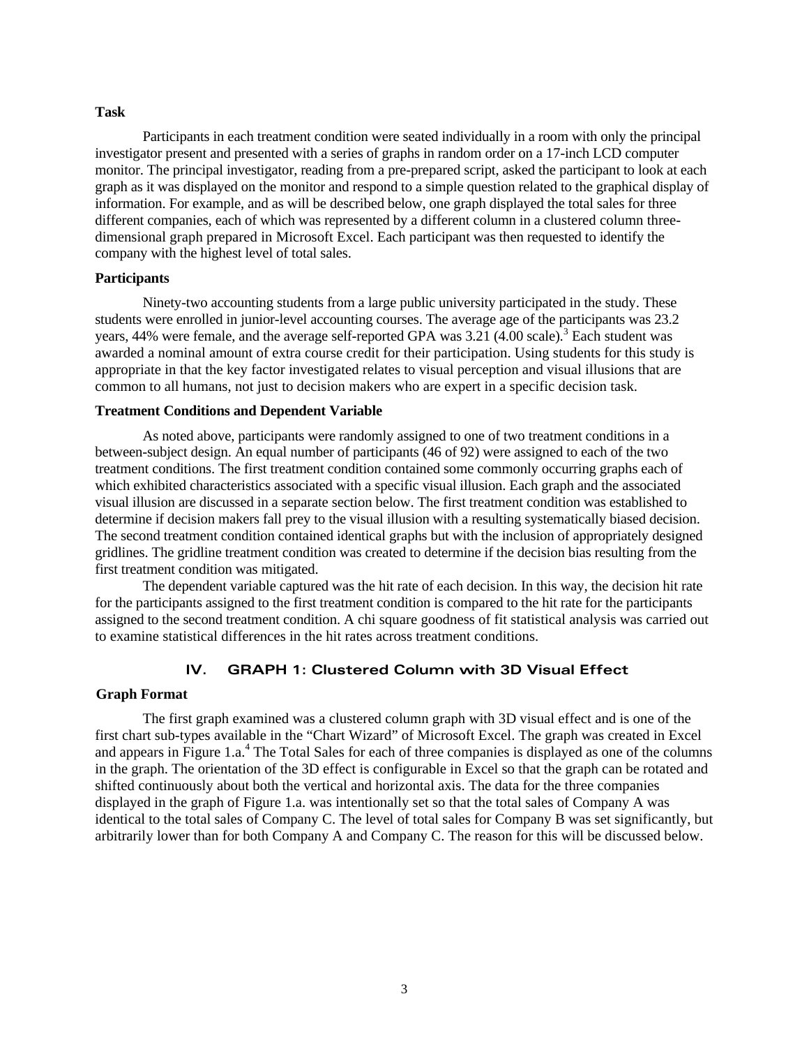### Task

Participants in each treatment condition were seated individually in a room with only the principal investigator present and presented with a series of graphs in random order on a 17-inch LCD computer monitor. The principal investigator, reading from a pre-prepared script, asked the participant to look at each graph as it was displayed on the monitor and respond to a simple question related to the graphical display of information. For example, and as will be described below, one graph displayed the total sales for three different companies, each of which was represented by a different column in a clustered column three-dimensional graph prepared in Microsoft Excel. Each participant was then requested to identify the company with the highest level of total sales.

### Participants

Ninety-two accounting students from a large public university participated in the study. These students were enrolled in junior-level accounting courses. The average age of the participants was 23.2 years, 44% were female, and the average self-reported GPA was 3.21 (4.00 scale).[3] Each student was awarded a nominal amount of extra course credit for their participation. Using students for this study is appropriate in that the key factor investigated relates to visual perception and visual illusions that are common to all humans, not just to decision makers who are expert in a specific decision task.

### Treatment Conditions and Dependent Variable

As noted above, participants were randomly assigned to one of two treatment conditions in a between-subject design. An equal number of participants (46 of 92) were assigned to each of the two treatment conditions. The first treatment condition contained some commonly occurring graphs each of which exhibited characteristics associated with a specific visual illusion. Each graph and the associated visual illusion are discussed in a separate section below. The first treatment condition was established to determine if decision makers fall prey to the visual illusion with a resulting systematically biased decision. The second treatment condition contained identical graphs but with the inclusion of appropriately designed gridlines. The gridline treatment condition was created to determine if the decision bias resulting from the first treatment condition was mitigated.

The dependent variable captured was the hit rate of each decision. In this way, the decision hit rate for the participants assigned to the first treatment condition is compared to the hit rate for the participants assigned to the second treatment condition. A chi square goodness of fit statistical analysis was carried out to examine statistical differences in the hit rates across treatment conditions.

## IV. GRAPH 1: Clustered Column with 3D Visual Effect

### Graph Format

The first graph examined was a clustered column graph with 3D visual effect and is one of the first chart sub-types available in the "Chart Wizard" of Microsoft Excel. The graph was created in Excel and appears in Figure 1.a.[4] The Total Sales for each of three companies is displayed as one of the columns in the graph. The orientation of the 3D effect is configurable in Excel so that the graph can be rotated and shifted continuously about both the vertical and horizontal axis. The data for the three companies displayed in the graph of Figure 1.a. was intentionally set so that the total sales of Company A was identical to the total sales of Company C. The level of total sales for Company B was set significantly, but arbitrarily lower than for both Company A and Company C. The reason for this will be discussed below.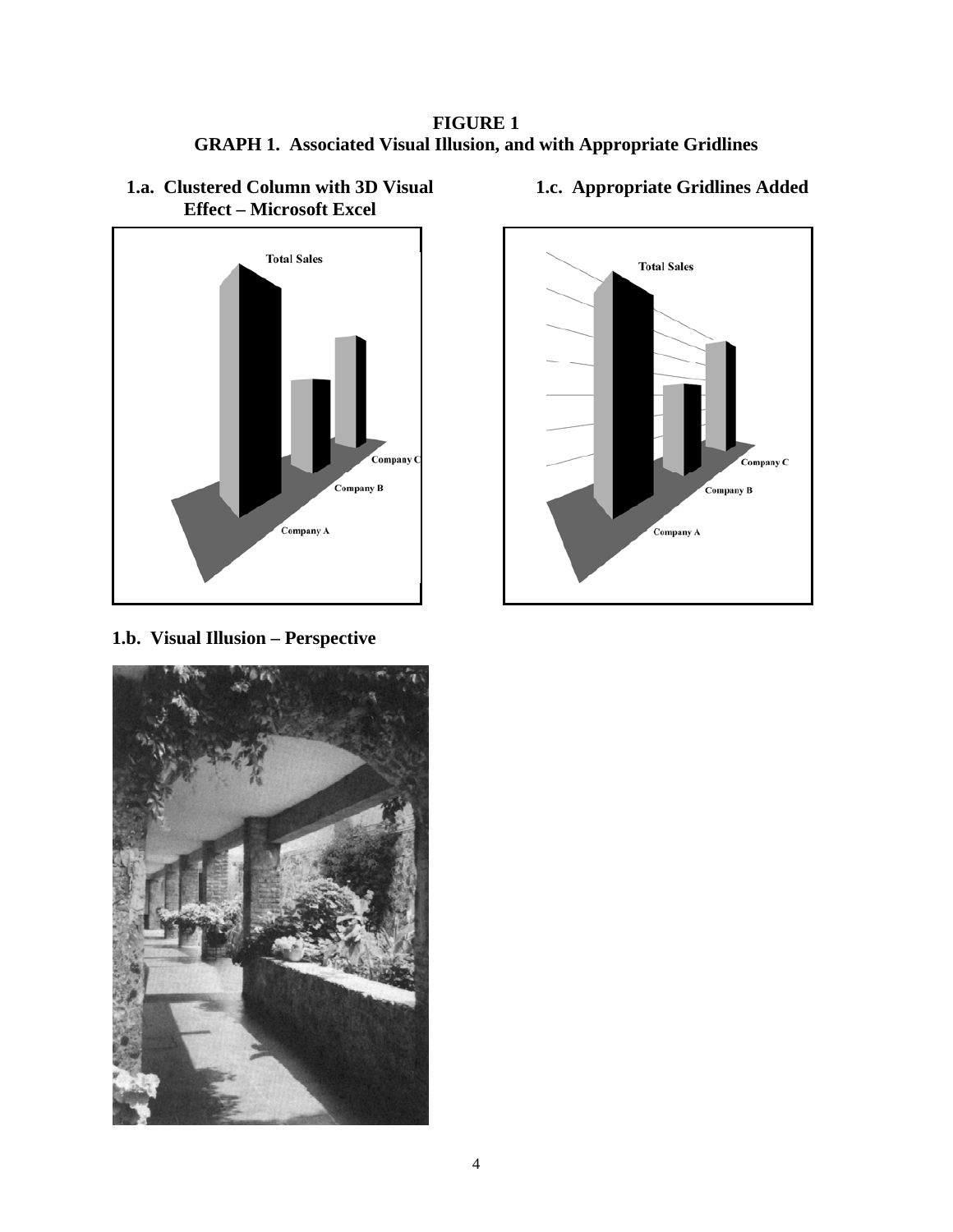**FIGURE 1**
**GRAPH 1. Associated Visual Illusion, and with Appropriate Gridlines**

**1.a. Clustered Column with 3D Visual Effect – Microsoft Excel**

**1.c. Appropriate Gridlines Added**

**1.b. Visual Illusion – Perspective**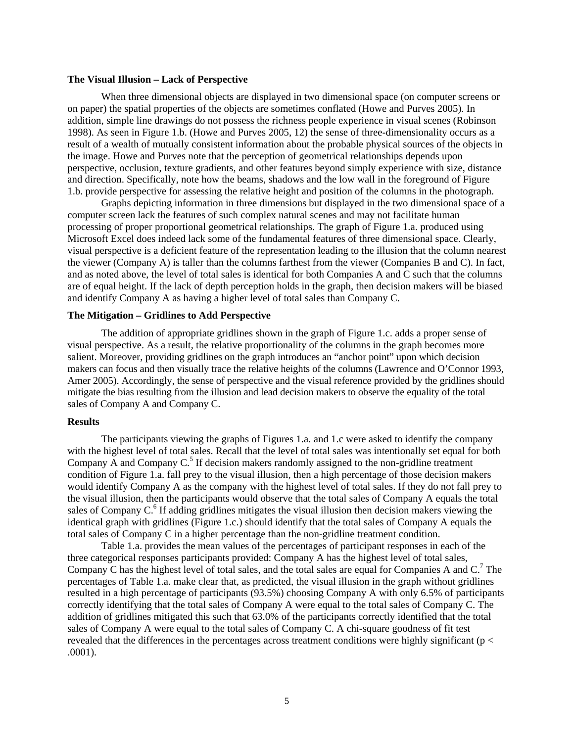### The Visual Illusion – Lack of Perspective

When three dimensional objects are displayed in two dimensional space (on computer screens or on paper) the spatial properties of the objects are sometimes conflated (Howe and Purves 2005). In addition, simple line drawings do not possess the richness people experience in visual scenes (Robinson 1998). As seen in Figure 1.b. (Howe and Purves 2005, 12) the sense of three-dimensionality occurs as a result of a wealth of mutually consistent information about the probable physical sources of the objects in the image. Howe and Purves note that the perception of geometrical relationships depends upon perspective, occlusion, texture gradients, and other features beyond simply experience with size, distance and direction. Specifically, note how the beams, shadows and the low wall in the foreground of Figure 1.b. provide perspective for assessing the relative height and position of the columns in the photograph.

Graphs depicting information in three dimensions but displayed in the two dimensional space of a computer screen lack the features of such complex natural scenes and may not facilitate human processing of proper proportional geometrical relationships. The graph of Figure 1.a. produced using Microsoft Excel does indeed lack some of the fundamental features of three dimensional space. Clearly, visual perspective is a deficient feature of the representation leading to the illusion that the column nearest the viewer (Company A) is taller than the columns farthest from the viewer (Companies B and C). In fact, and as noted above, the level of total sales is identical for both Companies A and C such that the columns are of equal height. If the lack of depth perception holds in the graph, then decision makers will be biased and identify Company A as having a higher level of total sales than Company C.

### The Mitigation – Gridlines to Add Perspective

The addition of appropriate gridlines shown in the graph of Figure 1.c. adds a proper sense of visual perspective. As a result, the relative proportionality of the columns in the graph becomes more salient. Moreover, providing gridlines on the graph introduces an "anchor point" upon which decision makers can focus and then visually trace the relative heights of the columns (Lawrence and O'Connor 1993, Amer 2005). Accordingly, the sense of perspective and the visual reference provided by the gridlines should mitigate the bias resulting from the illusion and lead decision makers to observe the equality of the total sales of Company A and Company C.

### Results

The participants viewing the graphs of Figures 1.a. and 1.c were asked to identify the company with the highest level of total sales. Recall that the level of total sales was intentionally set equal for both Company A and Company C.[5] If decision makers randomly assigned to the non-gridline treatment condition of Figure 1.a. fall prey to the visual illusion, then a high percentage of those decision makers would identify Company A as the company with the highest level of total sales. If they do not fall prey to the visual illusion, then the participants would observe that the total sales of Company A equals the total sales of Company C.[6] If adding gridlines mitigates the visual illusion then decision makers viewing the identical graph with gridlines (Figure 1.c.) should identify that the total sales of Company A equals the total sales of Company C in a higher percentage than the non-gridline treatment condition.

Table 1.a. provides the mean values of the percentages of participant responses in each of the three categorical responses participants provided: Company A has the highest level of total sales, Company C has the highest level of total sales, and the total sales are equal for Companies A and C.[7] The percentages of Table 1.a. make clear that, as predicted, the visual illusion in the graph without gridlines resulted in a high percentage of participants (93.5%) choosing Company A with only 6.5% of participants correctly identifying that the total sales of Company A were equal to the total sales of Company C. The addition of gridlines mitigated this such that 63.0% of the participants correctly identified that the total sales of Company A were equal to the total sales of Company C. A chi-square goodness of fit test revealed that the differences in the percentages across treatment conditions were highly significant ($p < .0001$).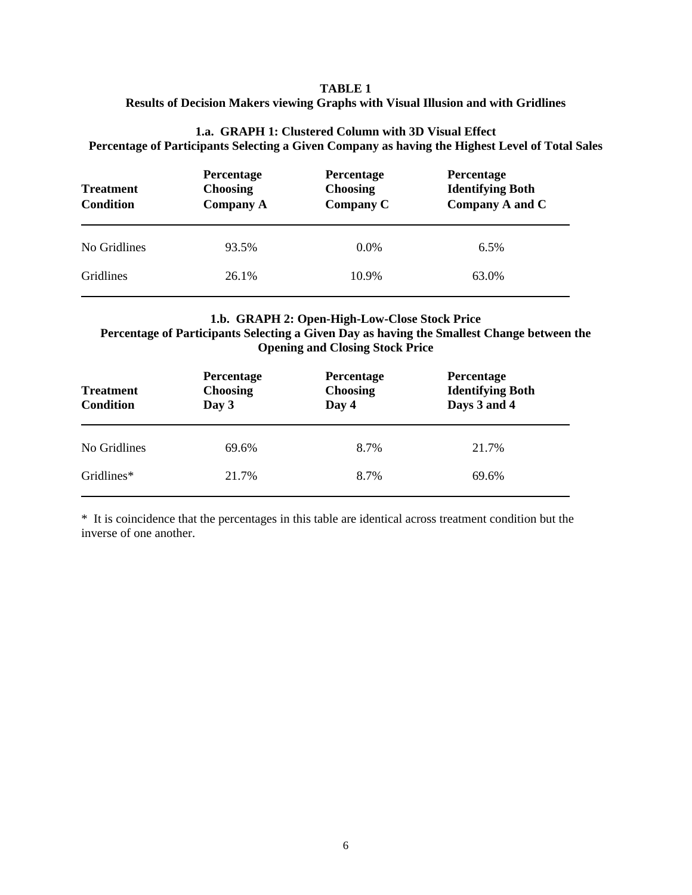**TABLE 1**
**Results of Decision Makers viewing Graphs with Visual Illusion and with Gridlines**

**1.a. GRAPH 1: Clustered Column with 3D Visual Effect**
**Percentage of Participants Selecting a Given Company as having the Highest Level of Total Sales**

| Treatment Condition | Percentage Choosing Company A | Percentage Choosing Company C | Percentage Identifying Both Company A and C |
|---|---|---|---|
| No Gridlines | 93.5% | 0.0% | 6.5% |
| Gridlines | 26.1% | 10.9% | 63.0% |

**1.b. GRAPH 2: Open-High-Low-Close Stock Price**
**Percentage of Participants Selecting a Given Day as having the Smallest Change between the Opening and Closing Stock Price**

| Treatment Condition | Percentage Choosing Day 3 | Percentage Choosing Day 4 | Percentage Identifying Both Days 3 and 4 |
|---|---|---|---|
| No Gridlines | 69.6% | 8.7% | 21.7% |
| Gridlines* | 21.7% | 8.7% | 69.6% |

\* It is coincidence that the percentages in this table are identical across treatment condition but the inverse of one another.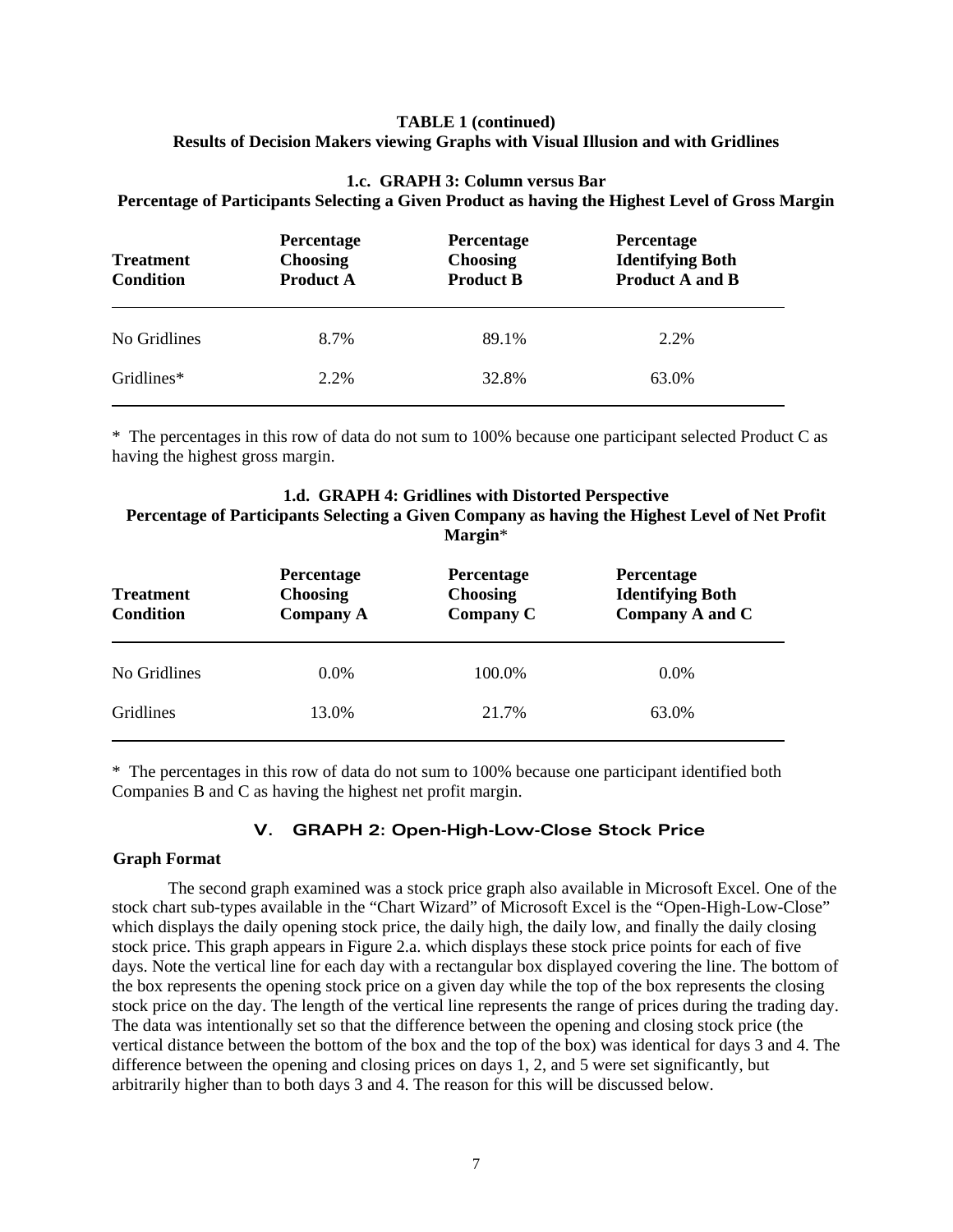**TABLE 1 (continued)**
**Results of Decision Makers viewing Graphs with Visual Illusion and with Gridlines**

**1.c. GRAPH 3: Column versus Bar**
**Percentage of Participants Selecting a Given Product as having the Highest Level of Gross Margin**

| Treatment Condition | Percentage Choosing Product A | Percentage Choosing Product B | Percentage Identifying Both Product A and B |
|---|---|---|---|
| No Gridlines | 8.7% | 89.1% | 2.2% |
| Gridlines* | 2.2% | 32.8% | 63.0% |

\* The percentages in this row of data do not sum to 100% because one participant selected Product C as having the highest gross margin.

**1.d. GRAPH 4: Gridlines with Distorted Perspective**
**Percentage of Participants Selecting a Given Company as having the Highest Level of Net Profit Margin***

| Treatment Condition | Percentage Choosing Company A | Percentage Choosing Company C | Percentage Identifying Both Company A and C |
|---|---|---|---|
| No Gridlines | 0.0% | 100.0% | 0.0% |
| Gridlines | 13.0% | 21.7% | 63.0% |

\* The percentages in this row of data do not sum to 100% because one participant identified both Companies B and C as having the highest net profit margin.

## V. GRAPH 2: Open-High-Low-Close Stock Price

### Graph Format

The second graph examined was a stock price graph also available in Microsoft Excel. One of the stock chart sub-types available in the "Chart Wizard" of Microsoft Excel is the "Open-High-Low-Close" which displays the daily opening stock price, the daily high, the daily low, and finally the daily closing stock price. This graph appears in Figure 2.a. which displays these stock price points for each of five days. Note the vertical line for each day with a rectangular box displayed covering the line. The bottom of the box represents the opening stock price on a given day while the top of the box represents the closing stock price on the day. The length of the vertical line represents the range of prices during the trading day. The data was intentionally set so that the difference between the opening and closing stock price (the vertical distance between the bottom of the box and the top of the box) was identical for days 3 and 4. The difference between the opening and closing prices on days 1, 2, and 5 were set significantly, but arbitrarily higher than to both days 3 and 4. The reason for this will be discussed below.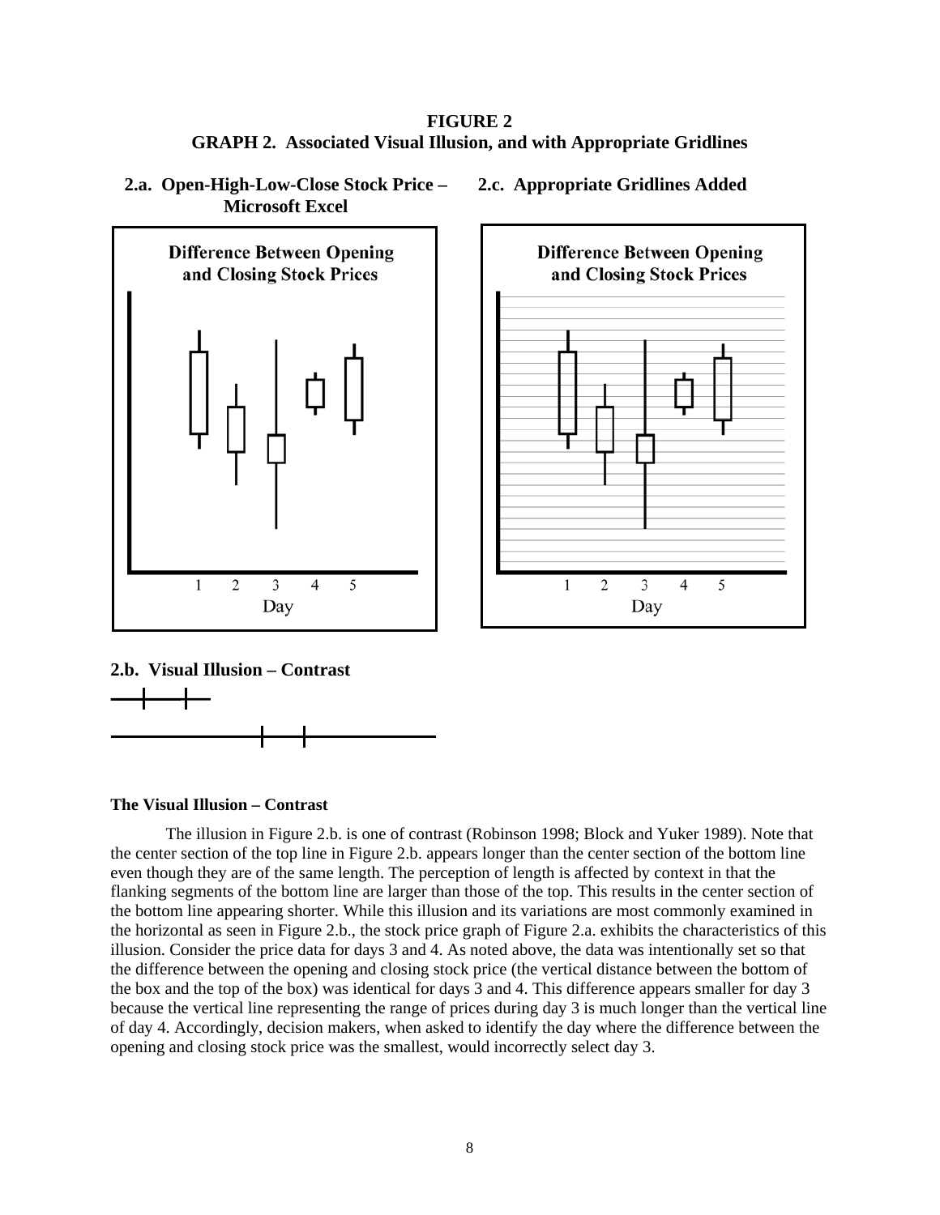**FIGURE 2**
**GRAPH 2. Associated Visual Illusion, and with Appropriate Gridlines**

**2.a. Open-High-Low-Close Stock Price – Microsoft Excel**

Difference Between Opening and Closing Stock Prices

1 2 3 4 5

Day

**2.c. Appropriate Gridlines Added**

Difference Between Opening and Closing Stock Prices

1 2 3 4 5

Day

**2.b. Visual Illusion – Contrast**

### The Visual Illusion – Contrast

The illusion in Figure 2.b. is one of contrast (Robinson 1998; Block and Yuker 1989). Note that the center section of the top line in Figure 2.b. appears longer than the center section of the bottom line even though they are of the same length. The perception of length is affected by context in that the flanking segments of the bottom line are larger than those of the top. This results in the center section of the bottom line appearing shorter. While this illusion and its variations are most commonly examined in the horizontal as seen in Figure 2.b., the stock price graph of Figure 2.a. exhibits the characteristics of this illusion. Consider the price data for days 3 and 4. As noted above, the data was intentionally set so that the difference between the opening and closing stock price (the vertical distance between the bottom of the box and the top of the box) was identical for days 3 and 4. This difference appears smaller for day 3 because the vertical line representing the range of prices during day 3 is much longer than the vertical line of day 4. Accordingly, decision makers, when asked to identify the day where the difference between the opening and closing stock price was the smallest, would incorrectly select day 3.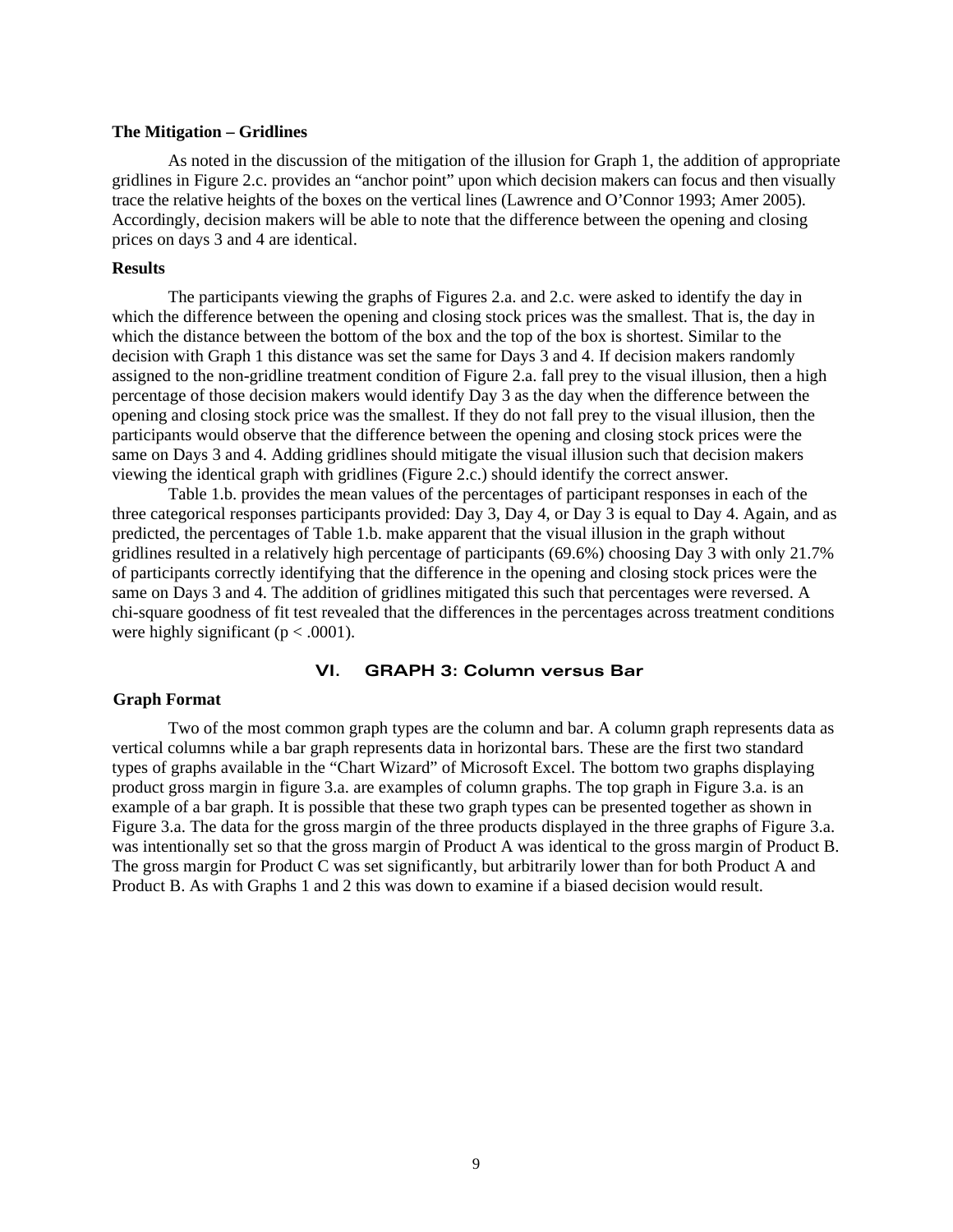### The Mitigation – Gridlines

As noted in the discussion of the mitigation of the illusion for Graph 1, the addition of appropriate gridlines in Figure 2.c. provides an "anchor point" upon which decision makers can focus and then visually trace the relative heights of the boxes on the vertical lines (Lawrence and O'Connor 1993; Amer 2005). Accordingly, decision makers will be able to note that the difference between the opening and closing prices on days 3 and 4 are identical.

### Results

The participants viewing the graphs of Figures 2.a. and 2.c. were asked to identify the day in which the difference between the opening and closing stock prices was the smallest. That is, the day in which the distance between the bottom of the box and the top of the box is shortest. Similar to the decision with Graph 1 this distance was set the same for Days 3 and 4. If decision makers randomly assigned to the non-gridline treatment condition of Figure 2.a. fall prey to the visual illusion, then a high percentage of those decision makers would identify Day 3 as the day when the difference between the opening and closing stock price was the smallest. If they do not fall prey to the visual illusion, then the participants would observe that the difference between the opening and closing stock prices were the same on Days 3 and 4. Adding gridlines should mitigate the visual illusion such that decision makers viewing the identical graph with gridlines (Figure 2.c.) should identify the correct answer.

Table 1.b. provides the mean values of the percentages of participant responses in each of the three categorical responses participants provided: Day 3, Day 4, or Day 3 is equal to Day 4. Again, and as predicted, the percentages of Table 1.b. make apparent that the visual illusion in the graph without gridlines resulted in a relatively high percentage of participants (69.6%) choosing Day 3 with only 21.7% of participants correctly identifying that the difference in the opening and closing stock prices were the same on Days 3 and 4. The addition of gridlines mitigated this such that percentages were reversed. A chi-square goodness of fit test revealed that the differences in the percentages across treatment conditions were highly significant ($p < .0001$).

## VI. GRAPH 3: Column versus Bar

### Graph Format

Two of the most common graph types are the column and bar. A column graph represents data as vertical columns while a bar graph represents data in horizontal bars. These are the first two standard types of graphs available in the "Chart Wizard" of Microsoft Excel. The bottom two graphs displaying product gross margin in figure 3.a. are examples of column graphs. The top graph in Figure 3.a. is an example of a bar graph. It is possible that these two graph types can be presented together as shown in Figure 3.a. The data for the gross margin of the three products displayed in the three graphs of Figure 3.a. was intentionally set so that the gross margin of Product A was identical to the gross margin of Product B. The gross margin for Product C was set significantly, but arbitrarily lower than for both Product A and Product B. As with Graphs 1 and 2 this was down to examine if a biased decision would result.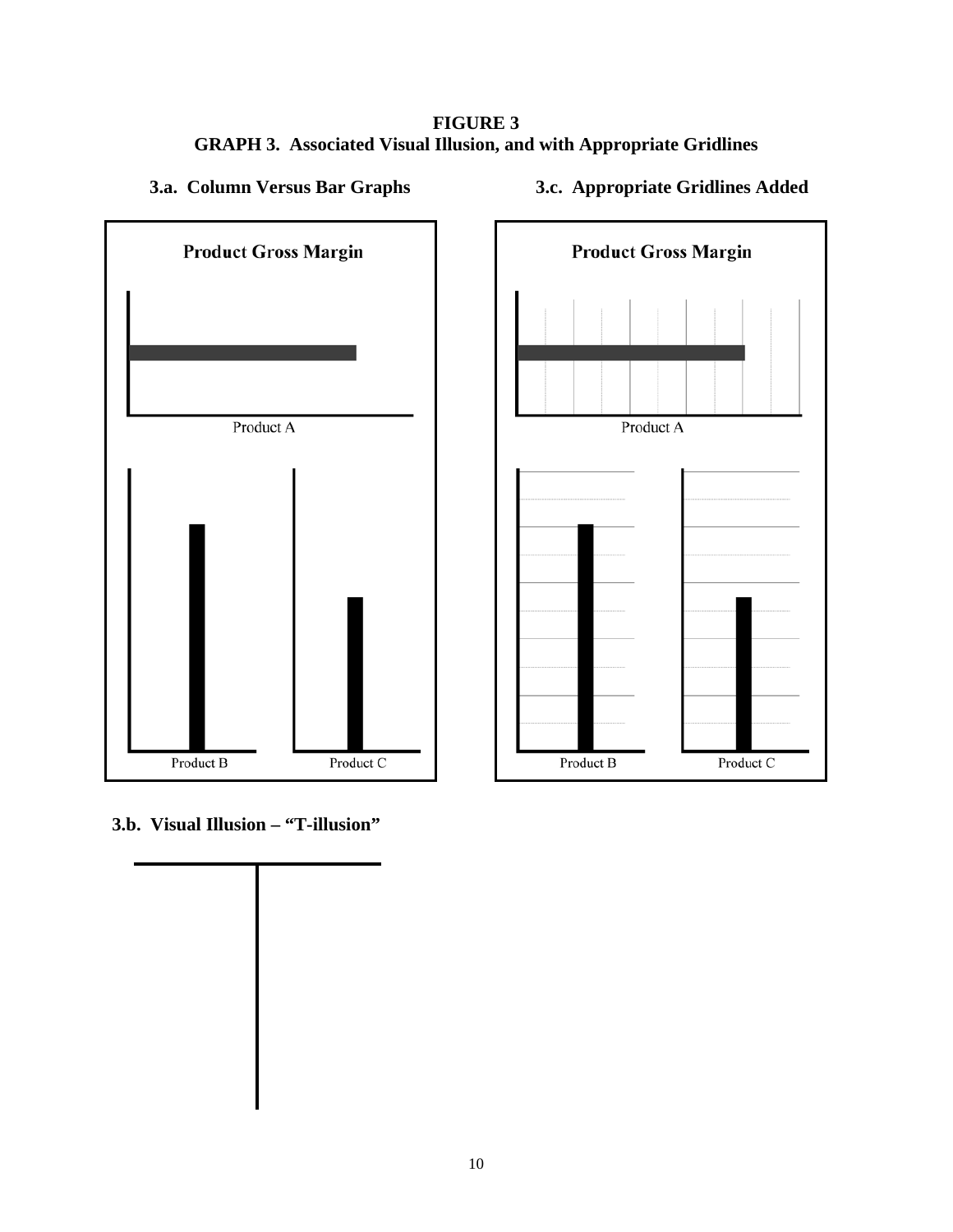**FIGURE 3**
**GRAPH 3. Associated Visual Illusion, and with Appropriate Gridlines**

**3.a. Column Versus Bar Graphs**

Product Gross Margin

Product A

Product B

Product C

**3.c. Appropriate Gridlines Added**

Product Gross Margin

Product A

Product B

Product C

**3.b. Visual Illusion – "T-illusion"**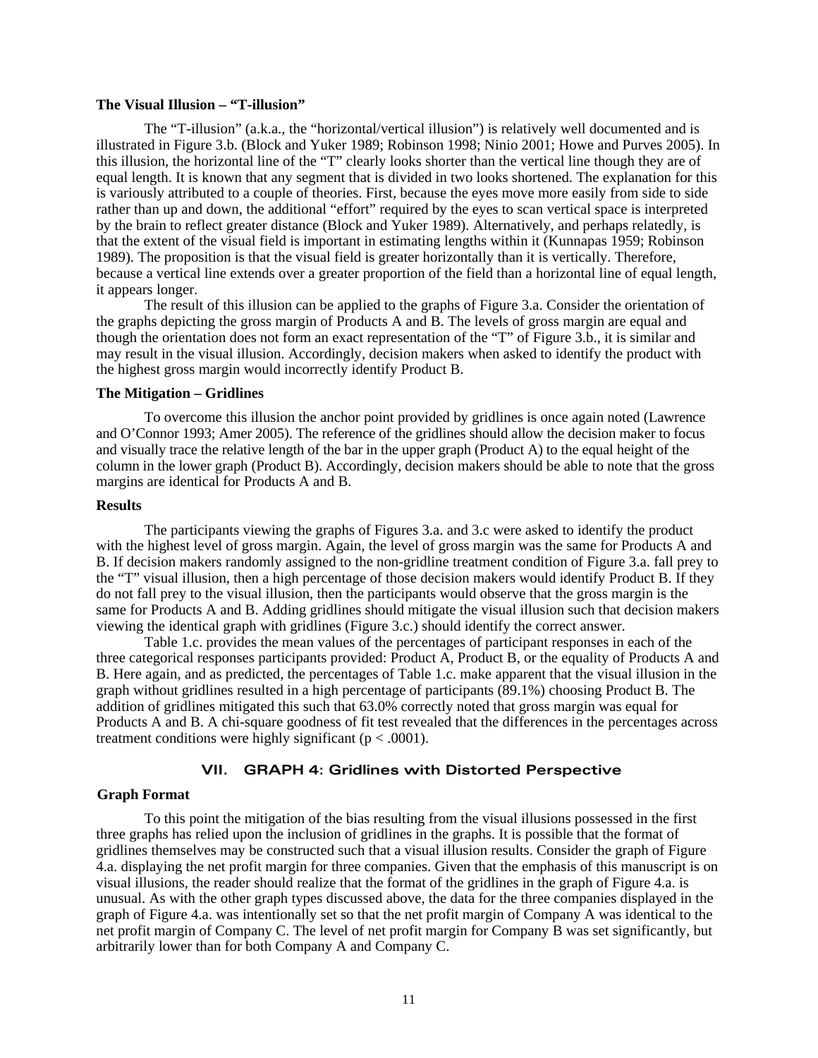### The Visual Illusion – "T-illusion"

The "T-illusion" (a.k.a., the "horizontal/vertical illusion") is relatively well documented and is illustrated in Figure 3.b. (Block and Yuker 1989; Robinson 1998; Ninio 2001; Howe and Purves 2005). In this illusion, the horizontal line of the "T" clearly looks shorter than the vertical line though they are of equal length. It is known that any segment that is divided in two looks shortened. The explanation for this is variously attributed to a couple of theories. First, because the eyes move more easily from side to side rather than up and down, the additional "effort" required by the eyes to scan vertical space is interpreted by the brain to reflect greater distance (Block and Yuker 1989). Alternatively, and perhaps relatedly, is that the extent of the visual field is important in estimating lengths within it (Kunnapas 1959; Robinson 1989). The proposition is that the visual field is greater horizontally than it is vertically. Therefore, because a vertical line extends over a greater proportion of the field than a horizontal line of equal length, it appears longer.

The result of this illusion can be applied to the graphs of Figure 3.a. Consider the orientation of the graphs depicting the gross margin of Products A and B. The levels of gross margin are equal and though the orientation does not form an exact representation of the "T" of Figure 3.b., it is similar and may result in the visual illusion. Accordingly, decision makers when asked to identify the product with the highest gross margin would incorrectly identify Product B.

### The Mitigation – Gridlines

To overcome this illusion the anchor point provided by gridlines is once again noted (Lawrence and O'Connor 1993; Amer 2005). The reference of the gridlines should allow the decision maker to focus and visually trace the relative length of the bar in the upper graph (Product A) to the equal height of the column in the lower graph (Product B). Accordingly, decision makers should be able to note that the gross margins are identical for Products A and B.

### Results

The participants viewing the graphs of Figures 3.a. and 3.c were asked to identify the product with the highest level of gross margin. Again, the level of gross margin was the same for Products A and B. If decision makers randomly assigned to the non-gridline treatment condition of Figure 3.a. fall prey to the "T" visual illusion, then a high percentage of those decision makers would identify Product B. If they do not fall prey to the visual illusion, then the participants would observe that the gross margin is the same for Products A and B. Adding gridlines should mitigate the visual illusion such that decision makers viewing the identical graph with gridlines (Figure 3.c.) should identify the correct answer.

Table 1.c. provides the mean values of the percentages of participant responses in each of the three categorical responses participants provided: Product A, Product B, or the equality of Products A and B. Here again, and as predicted, the percentages of Table 1.c. make apparent that the visual illusion in the graph without gridlines resulted in a high percentage of participants (89.1%) choosing Product B. The addition of gridlines mitigated this such that 63.0% correctly noted that gross margin was equal for Products A and B. A chi-square goodness of fit test revealed that the differences in the percentages across treatment conditions were highly significant ($p < .0001$).

## VII. GRAPH 4: Gridlines with Distorted Perspective

### Graph Format

To this point the mitigation of the bias resulting from the visual illusions possessed in the first three graphs has relied upon the inclusion of gridlines in the graphs. It is possible that the format of gridlines themselves may be constructed such that a visual illusion results. Consider the graph of Figure 4.a. displaying the net profit margin for three companies. Given that the emphasis of this manuscript is on visual illusions, the reader should realize that the format of the gridlines in the graph of Figure 4.a. is unusual. As with the other graph types discussed above, the data for the three companies displayed in the graph of Figure 4.a. was intentionally set so that the net profit margin of Company A was identical to the net profit margin of Company C. The level of net profit margin for Company B was set significantly, but arbitrarily lower than for both Company A and Company C.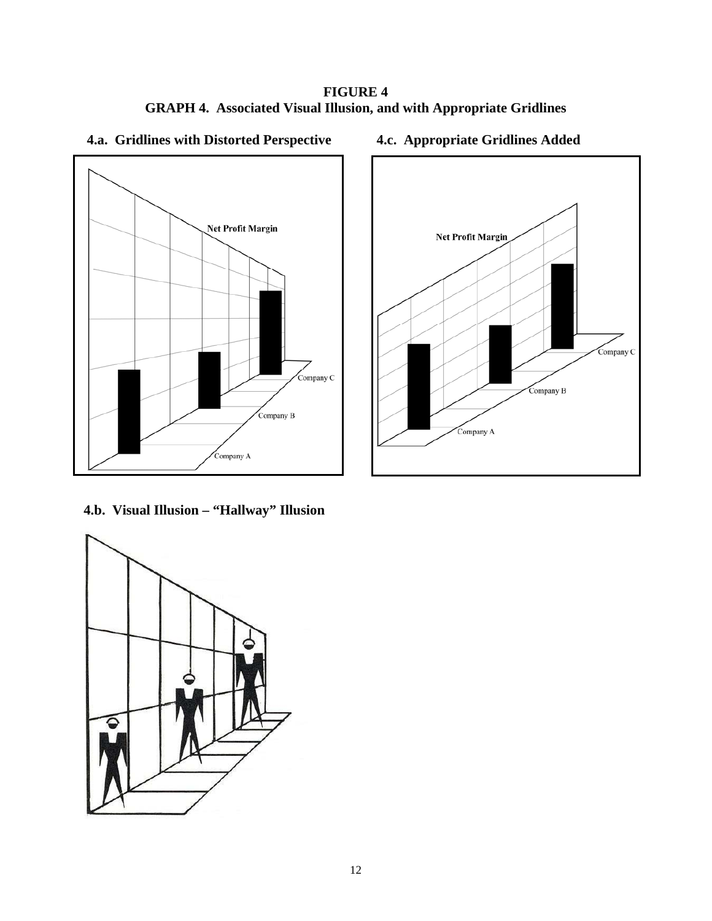**FIGURE 4**
**GRAPH 4. Associated Visual Illusion, and with Appropriate Gridlines**

**4.a. Gridlines with Distorted Perspective**

Net Profit Margin

Company A
Company B
Company C

**4.c. Appropriate Gridlines Added**

Net Profit Margin

Company A
Company B
Company C

**4.b. Visual Illusion – "Hallway" Illusion**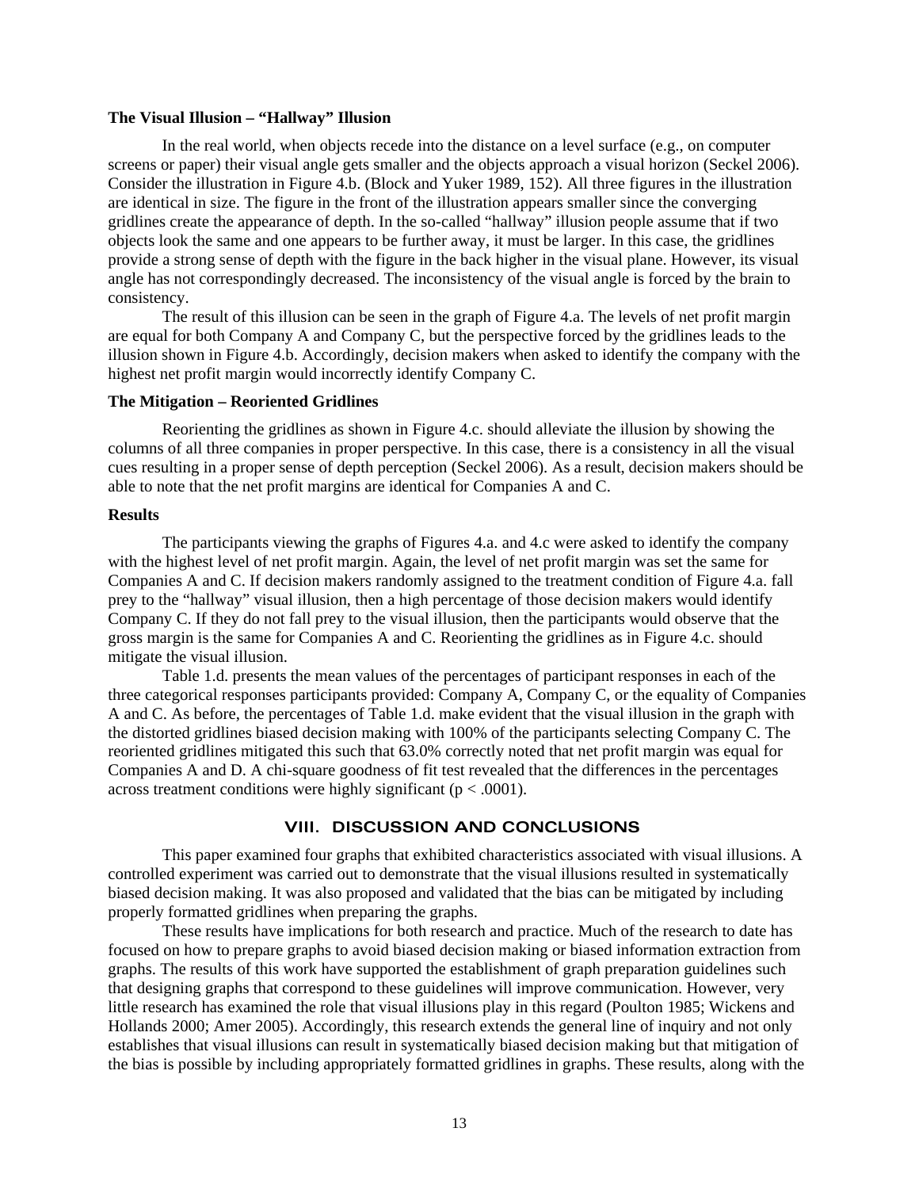**The Visual Illusion – "Hallway" Illusion**

In the real world, when objects recede into the distance on a level surface (e.g., on computer screens or paper) their visual angle gets smaller and the objects approach a visual horizon (Seckel 2006). Consider the illustration in Figure 4.b. (Block and Yuker 1989, 152). All three figures in the illustration are identical in size. The figure in the front of the illustration appears smaller since the converging gridlines create the appearance of depth. In the so-called "hallway" illusion people assume that if two objects look the same and one appears to be further away, it must be larger. In this case, the gridlines provide a strong sense of depth with the figure in the back higher in the visual plane. However, its visual angle has not correspondingly decreased. The inconsistency of the visual angle is forced by the brain to consistency.

The result of this illusion can be seen in the graph of Figure 4.a. The levels of net profit margin are equal for both Company A and Company C, but the perspective forced by the gridlines leads to the illusion shown in Figure 4.b. Accordingly, decision makers when asked to identify the company with the highest net profit margin would incorrectly identify Company C.

**The Mitigation – Reoriented Gridlines**

Reorienting the gridlines as shown in Figure 4.c. should alleviate the illusion by showing the columns of all three companies in proper perspective. In this case, there is a consistency in all the visual cues resulting in a proper sense of depth perception (Seckel 2006). As a result, decision makers should be able to note that the net profit margins are identical for Companies A and C.

**Results**

The participants viewing the graphs of Figures 4.a. and 4.c were asked to identify the company with the highest level of net profit margin. Again, the level of net profit margin was set the same for Companies A and C. If decision makers randomly assigned to the treatment condition of Figure 4.a. fall prey to the "hallway" visual illusion, then a high percentage of those decision makers would identify Company C. If they do not fall prey to the visual illusion, then the participants would observe that the gross margin is the same for Companies A and C. Reorienting the gridlines as in Figure 4.c. should mitigate the visual illusion.

Table 1.d. presents the mean values of the percentages of participant responses in each of the three categorical responses participants provided: Company A, Company C, or the equality of Companies A and C. As before, the percentages of Table 1.d. make evident that the visual illusion in the graph with the distorted gridlines biased decision making with 100% of the participants selecting Company C. The reoriented gridlines mitigated this such that 63.0% correctly noted that net profit margin was equal for Companies A and D. A chi-square goodness of fit test revealed that the differences in the percentages across treatment conditions were highly significant ($p < .0001$).

## VIII. DISCUSSION AND CONCLUSIONS

This paper examined four graphs that exhibited characteristics associated with visual illusions. A controlled experiment was carried out to demonstrate that the visual illusions resulted in systematically biased decision making. It was also proposed and validated that the bias can be mitigated by including properly formatted gridlines when preparing the graphs.

These results have implications for both research and practice. Much of the research to date has focused on how to prepare graphs to avoid biased decision making or biased information extraction from graphs. The results of this work have supported the establishment of graph preparation guidelines such that designing graphs that correspond to these guidelines will improve communication. However, very little research has examined the role that visual illusions play in this regard (Poulton 1985; Wickens and Hollands 2000; Amer 2005). Accordingly, this research extends the general line of inquiry and not only establishes that visual illusions can result in systematically biased decision making but that mitigation of the bias is possible by including appropriately formatted gridlines in graphs. These results, along with the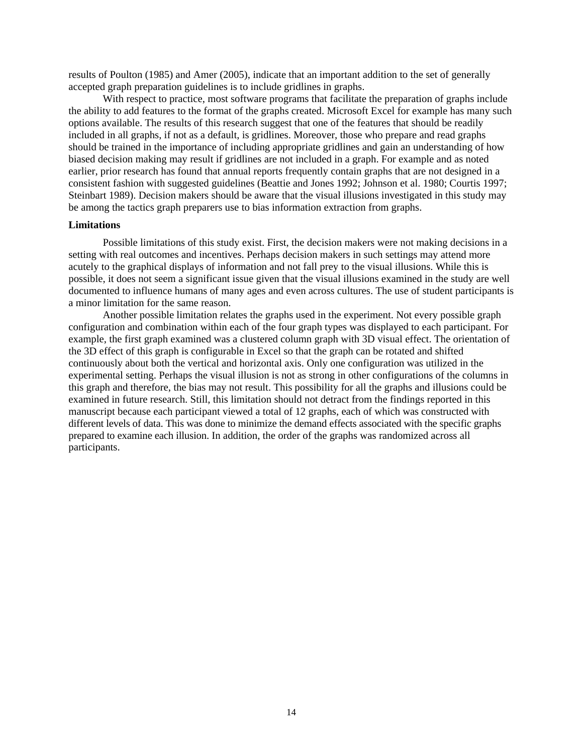results of Poulton (1985) and Amer (2005), indicate that an important addition to the set of generally accepted graph preparation guidelines is to include gridlines in graphs.

With respect to practice, most software programs that facilitate the preparation of graphs include the ability to add features to the format of the graphs created. Microsoft Excel for example has many such options available. The results of this research suggest that one of the features that should be readily included in all graphs, if not as a default, is gridlines. Moreover, those who prepare and read graphs should be trained in the importance of including appropriate gridlines and gain an understanding of how biased decision making may result if gridlines are not included in a graph. For example and as noted earlier, prior research has found that annual reports frequently contain graphs that are not designed in a consistent fashion with suggested guidelines (Beattie and Jones 1992; Johnson et al. 1980; Courtis 1997; Steinbart 1989). Decision makers should be aware that the visual illusions investigated in this study may be among the tactics graph preparers use to bias information extraction from graphs.

**Limitations**

Possible limitations of this study exist. First, the decision makers were not making decisions in a setting with real outcomes and incentives. Perhaps decision makers in such settings may attend more acutely to the graphical displays of information and not fall prey to the visual illusions. While this is possible, it does not seem a significant issue given that the visual illusions examined in the study are well documented to influence humans of many ages and even across cultures. The use of student participants is a minor limitation for the same reason.

Another possible limitation relates the graphs used in the experiment. Not every possible graph configuration and combination within each of the four graph types was displayed to each participant. For example, the first graph examined was a clustered column graph with 3D visual effect. The orientation of the 3D effect of this graph is configurable in Excel so that the graph can be rotated and shifted continuously about both the vertical and horizontal axis. Only one configuration was utilized in the experimental setting. Perhaps the visual illusion is not as strong in other configurations of the columns in this graph and therefore, the bias may not result. This possibility for all the graphs and illusions could be examined in future research. Still, this limitation should not detract from the findings reported in this manuscript because each participant viewed a total of 12 graphs, each of which was constructed with different levels of data. This was done to minimize the demand effects associated with the specific graphs prepared to examine each illusion. In addition, the order of the graphs was randomized across all participants.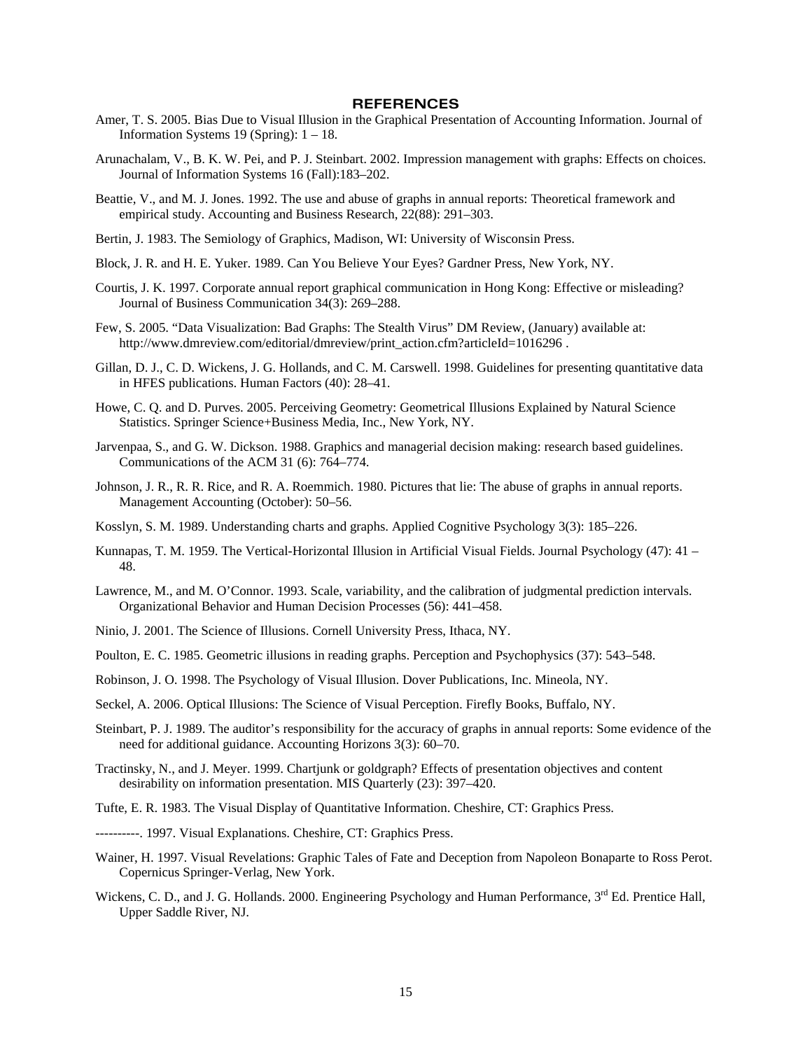## REFERENCES

Amer, T. S. 2005. Bias Due to Visual Illusion in the Graphical Presentation of Accounting Information. Journal of Information Systems 19 (Spring): 1 – 18.

Arunachalam, V., B. K. W. Pei, and P. J. Steinbart. 2002. Impression management with graphs: Effects on choices. Journal of Information Systems 16 (Fall):183–202.

Beattie, V., and M. J. Jones. 1992. The use and abuse of graphs in annual reports: Theoretical framework and empirical study. Accounting and Business Research, 22(88): 291–303.

Bertin, J. 1983. The Semiology of Graphics, Madison, WI: University of Wisconsin Press.

Block, J. R. and H. E. Yuker. 1989. Can You Believe Your Eyes? Gardner Press, New York, NY.

Courtis, J. K. 1997. Corporate annual report graphical communication in Hong Kong: Effective or misleading? Journal of Business Communication 34(3): 269–288.

Few, S. 2005. "Data Visualization: Bad Graphs: The Stealth Virus" DM Review, (January) available at: http://www.dmreview.com/editorial/dmreview/print_action.cfm?articleId=1016296 .

Gillan, D. J., C. D. Wickens, J. G. Hollands, and C. M. Carswell. 1998. Guidelines for presenting quantitative data in HFES publications. Human Factors (40): 28–41.

Howe, C. Q. and D. Purves. 2005. Perceiving Geometry: Geometrical Illusions Explained by Natural Science Statistics. Springer Science+Business Media, Inc., New York, NY.

Jarvenpaa, S., and G. W. Dickson. 1988. Graphics and managerial decision making: research based guidelines. Communications of the ACM 31 (6): 764–774.

Johnson, J. R., R. R. Rice, and R. A. Roemmich. 1980. Pictures that lie: The abuse of graphs in annual reports. Management Accounting (October): 50–56.

Kosslyn, S. M. 1989. Understanding charts and graphs. Applied Cognitive Psychology 3(3): 185–226.

Kunnapas, T. M. 1959. The Vertical-Horizontal Illusion in Artificial Visual Fields. Journal Psychology (47): 41 – 48.

Lawrence, M., and M. O'Connor. 1993. Scale, variability, and the calibration of judgmental prediction intervals. Organizational Behavior and Human Decision Processes (56): 441–458.

Ninio, J. 2001. The Science of Illusions. Cornell University Press, Ithaca, NY.

Poulton, E. C. 1985. Geometric illusions in reading graphs. Perception and Psychophysics (37): 543–548.

Robinson, J. O. 1998. The Psychology of Visual Illusion. Dover Publications, Inc. Mineola, NY.

Seckel, A. 2006. Optical Illusions: The Science of Visual Perception. Firefly Books, Buffalo, NY.

Steinbart, P. J. 1989. The auditor's responsibility for the accuracy of graphs in annual reports: Some evidence of the need for additional guidance. Accounting Horizons 3(3): 60–70.

Tractinsky, N., and J. Meyer. 1999. Chartjunk or goldgraph? Effects of presentation objectives and content desirability on information presentation. MIS Quarterly (23): 397–420.

Tufte, E. R. 1983. The Visual Display of Quantitative Information. Cheshire, CT: Graphics Press.

----------. 1997. Visual Explanations. Cheshire, CT: Graphics Press.

Wainer, H. 1997. Visual Revelations: Graphic Tales of Fate and Deception from Napoleon Bonaparte to Ross Perot. Copernicus Springer-Verlag, New York.

Wickens, C. D., and J. G. Hollands. 2000. Engineering Psychology and Human Performance, 3rd Ed. Prentice Hall, Upper Saddle River, NJ.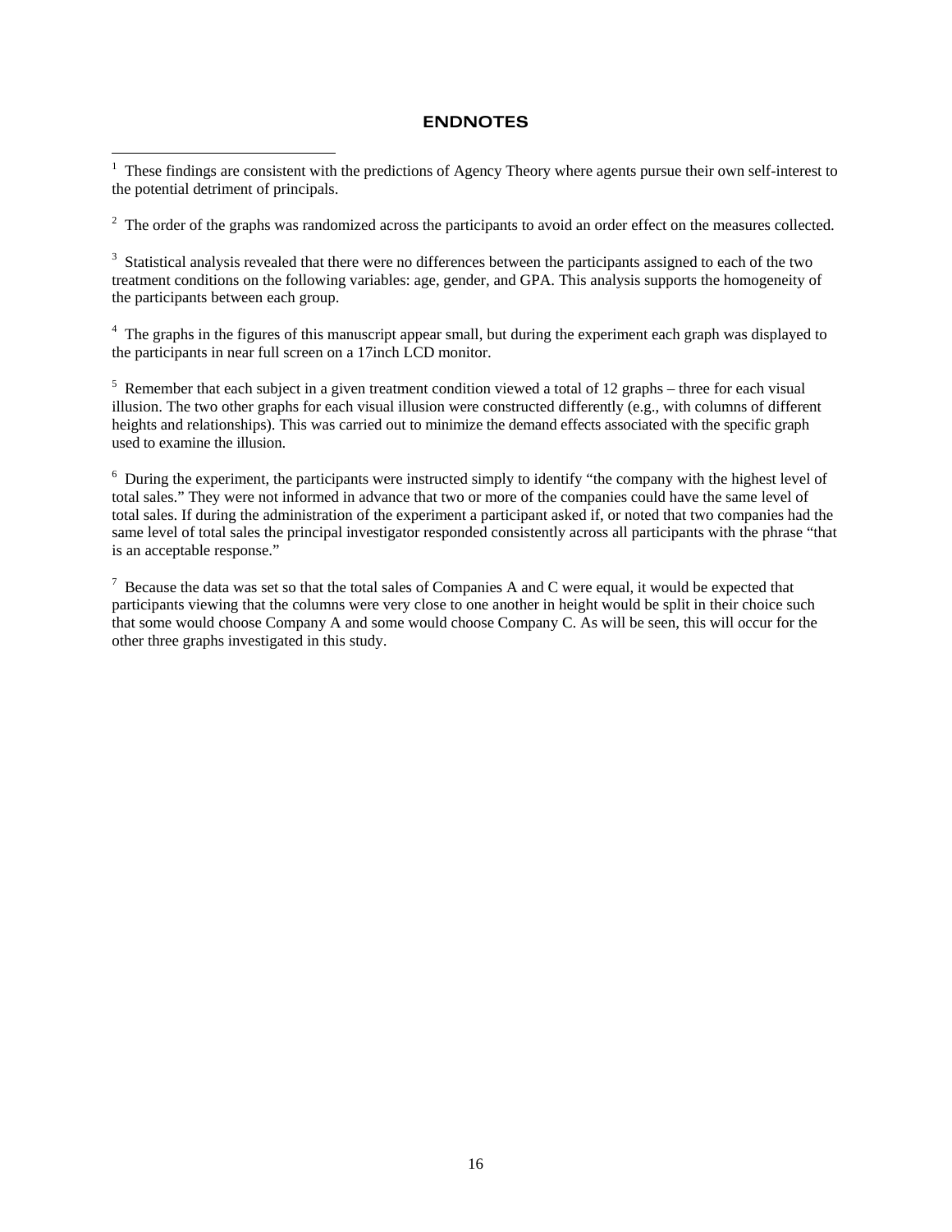## ENDNOTES

[1] These findings are consistent with the predictions of Agency Theory where agents pursue their own self-interest to the potential detriment of principals.

[2] The order of the graphs was randomized across the participants to avoid an order effect on the measures collected.

[3] Statistical analysis revealed that there were no differences between the participants assigned to each of the two treatment conditions on the following variables: age, gender, and GPA. This analysis supports the homogeneity of the participants between each group.

[4] The graphs in the figures of this manuscript appear small, but during the experiment each graph was displayed to the participants in near full screen on a 17inch LCD monitor.

[5] Remember that each subject in a given treatment condition viewed a total of 12 graphs – three for each visual illusion. The two other graphs for each visual illusion were constructed differently (e.g., with columns of different heights and relationships). This was carried out to minimize the demand effects associated with the specific graph used to examine the illusion.

[6] During the experiment, the participants were instructed simply to identify "the company with the highest level of total sales." They were not informed in advance that two or more of the companies could have the same level of total sales. If during the administration of the experiment a participant asked if, or noted that two companies had the same level of total sales the principal investigator responded consistently across all participants with the phrase "that is an acceptable response."

[7] Because the data was set so that the total sales of Companies A and C were equal, it would be expected that participants viewing that the columns were very close to one another in height would be split in their choice such that some would choose Company A and some would choose Company C. As will be seen, this will occur for the other three graphs investigated in this study.